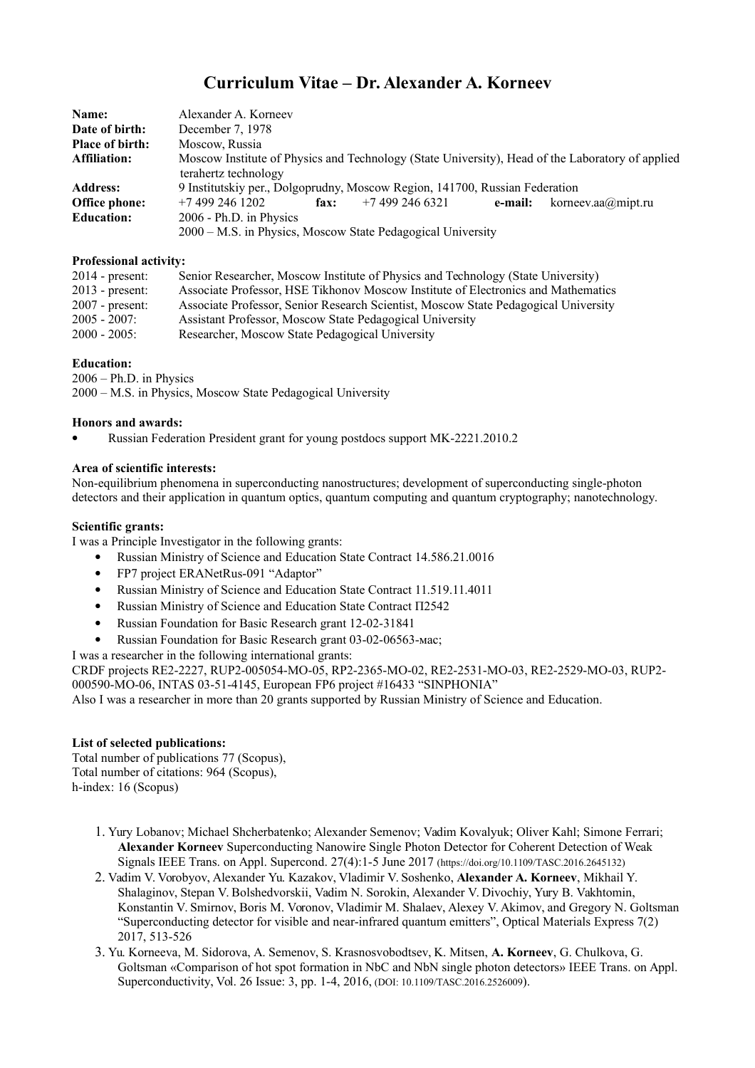# Curriculum Vitae – Dr. Alexander A. Korneev

| | |
|---|---|
| **Name:** | Alexander A. Korneev |
| **Date of birth:** | December 7, 1978 |
| **Place of birth:** | Moscow, Russia |
| **Affiliation:** | Moscow Institute of Physics and Technology (State University), Head of the Laboratory of applied terahertz technology |
| **Address:** | 9 Institutskiy per., Dolgoprudny, Moscow Region, 141700, Russian Federation |
| **Office phone:** | +7 499 246 1202 **fax:** +7 499 246 6321 **e-mail:** korneev.aa@mipt.ru |
| **Education:** | 2006 - Ph.D. in Physics<br>2000 – M.S. in Physics, Moscow State Pedagogical University |

**Professional activity:**

| | |
|---|---|
| 2014 - present: | Senior Researcher, Moscow Institute of Physics and Technology (State University) |
| 2013 - present: | Associate Professor, HSE Tikhonov Moscow Institute of Electronics and Mathematics |
| 2007 - present: | Associate Professor, Senior Research Scientist, Moscow State Pedagogical University |
| 2005 - 2007: | Assistant Professor, Moscow State Pedagogical University |
| 2000 - 2005: | Researcher, Moscow State Pedagogical University |

**Education:**

2006 – Ph.D. in Physics

2000 – M.S. in Physics, Moscow State Pedagogical University

**Honors and awards:**

- Russian Federation President grant for young postdocs support MK-2221.2010.2

**Area of scientific interests:**

Non-equilibrium phenomena in superconducting nanostructures; development of superconducting single-photon detectors and their application in quantum optics, quantum computing and quantum cryptography; nanotechnology.

**Scientific grants:**

I was a Principle Investigator in the following grants:

- Russian Ministry of Science and Education State Contract 14.586.21.0016
- FP7 project ERANetRus-091 "Adaptor"
- Russian Ministry of Science and Education State Contract 11.519.11.4011
- Russian Ministry of Science and Education State Contract П2542
- Russian Foundation for Basic Research grant 12-02-31841
- Russian Foundation for Basic Research grant 03-02-06563-мас;

I was a researcher in the following international grants:

CRDF projects RE2-2227, RUP2-005054-MO-05, RP2-2365-MO-02, RE2-2531-MO-03, RE2-2529-MO-03, RUP2-000590-MO-06, INTAS 03-51-4145, European FP6 project #16433 "SINPHONIA"

Also I was a researcher in more than 20 grants supported by Russian Ministry of Science and Education.

**List of selected publications:**

Total number of publications 77 (Scopus),
Total number of citations: 964 (Scopus),
h-index: 16 (Scopus)

1. Yury Lobanov; Michael Shcherbatenko; Alexander Semenov; Vadim Kovalyuk; Oliver Kahl; Simone Ferrari; **Alexander Korneev** Superconducting Nanowire Single Photon Detector for Coherent Detection of Weak Signals IEEE Trans. on Appl. Supercond. 27(4):1-5 June 2017 (https://doi.org/10.1109/TASC.2016.2645132)
2. Vadim V. Vorobyov, Alexander Yu. Kazakov, Vladimir V. Soshenko, **Alexander A. Korneev**, Mikhail Y. Shalaginov, Stepan V. Bolshedvorskii, Vadim N. Sorokin, Alexander V. Divochiy, Yury B. Vakhtomin, Konstantin V. Smirnov, Boris M. Voronov, Vladimir M. Shalaev, Alexey V. Akimov, and Gregory N. Goltsman "Superconducting detector for visible and near-infrared quantum emitters", Optical Materials Express 7(2) 2017, 513-526
3. Yu. Korneeva, M. Sidorova, A. Semenov, S. Krasnosvobodtsev, K. Mitsen, **A. Korneev**, G. Chulkova, G. Goltsman «Comparison of hot spot formation in NbC and NbN single photon detectors» IEEE Trans. on Appl. Superconductivity, Vol. 26 Issue: 3, pp. 1-4, 2016, (DOI: 10.1109/TASC.2016.2526009).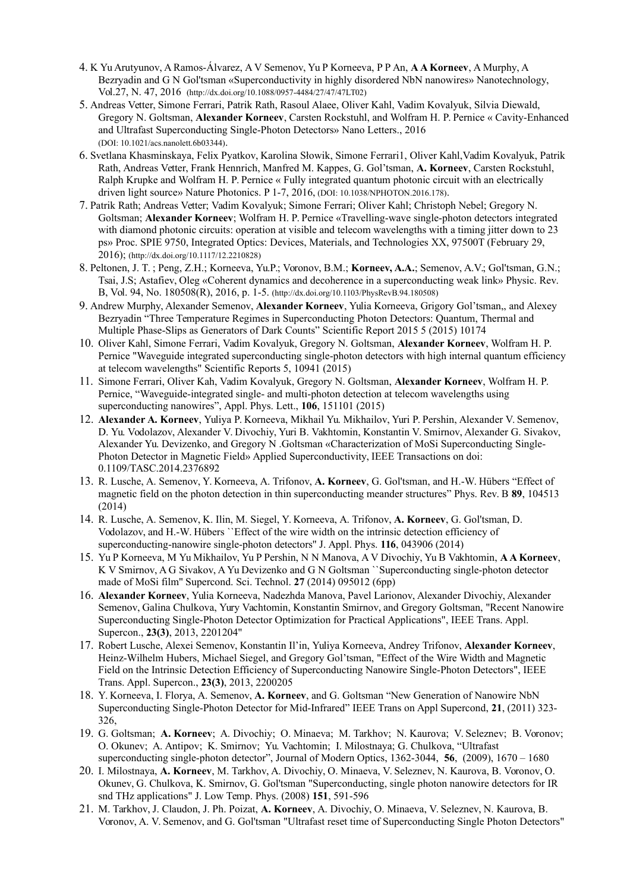4. K Yu Arutyunov, A Ramos-Álvarez, A V Semenov, Yu P Korneeva, P P An, **A A Korneev**, A Murphy, A Bezryadin and G N Gol'tsman «Superconductivity in highly disordered NbN nanowires» Nanotechnology, Vol.27, N. 47, 2016 (http://dx.doi.org/10.1088/0957-4484/27/47/47LT02)
5. Andreas Vetter, Simone Ferrari, Patrik Rath, Rasoul Alaee, Oliver Kahl, Vadim Kovalyuk, Silvia Diewald, Gregory N. Goltsman, **Alexander Korneev**, Carsten Rockstuhl, and Wolfram H. P. Pernice « Cavity-Enhanced and Ultrafast Superconducting Single-Photon Detectors» Nano Letters., 2016 (DOI: 10.1021/acs.nanolett.6b03344).
6. Svetlana Khasminskaya, Felix Pyatkov, Karolina Słowik, Simone Ferrari1, Oliver Kahl,Vadim Kovalyuk, Patrik Rath, Andreas Vetter, Frank Hennrich, Manfred M. Kappes, G. Gol'tsman, **A. Korneev**, Carsten Rockstuhl, Ralph Krupke and Wolfram H. P. Pernice « Fully integrated quantum photonic circuit with an electrically driven light source» Nature Photonics. P 1-7, 2016, (DOI: 10.1038/NPHOTON.2016.178).
7. Patrik Rath; Andreas Vetter; Vadim Kovalyuk; Simone Ferrari; Oliver Kahl; Christoph Nebel; Gregory N. Goltsman; **Alexander Korneev**; Wolfram H. P. Pernice «Travelling-wave single-photon detectors integrated with diamond photonic circuits: operation at visible and telecom wavelengths with a timing jitter down to 23 ps» Proc. SPIE 9750, Integrated Optics: Devices, Materials, and Technologies XX, 97500T (February 29, 2016); (http://dx.doi.org/10.1117/12.2210828)
8. Peltonen, J. T. ; Peng, Z.H.; Korneeva, Yu.P.; Voronov, B.M.; **Korneev, A.A.**; Semenov, A.V.; Gol'tsman, G.N.; Tsai, J.S; Astafiev, Oleg «Coherent dynamics and decoherence in a superconducting weak link» Physic. Rev. B, Vol. 94, No. 180508(R), 2016, p. 1-5. (http://dx.doi.org/10.1103/PhysRevB.94.180508)
9. Andrew Murphy, Alexander Semenov, **Alexander Korneev**, Yulia Korneeva, Grigory Gol'tsman,, and Alexey Bezryadin "Three Temperature Regimes in Superconducting Photon Detectors: Quantum, Thermal and Multiple Phase-Slips as Generators of Dark Counts" Scientific Report 2015 5 (2015) 10174
10. Oliver Kahl, Simone Ferrari, Vadim Kovalyuk, Gregory N. Goltsman, **Alexander Korneev**, Wolfram H. P. Pernice "Waveguide integrated superconducting single-photon detectors with high internal quantum efficiency at telecom wavelengths" Scientific Reports 5, 10941 (2015)
11. Simone Ferrari, Oliver Kah, Vadim Kovalyuk, Gregory N. Goltsman, **Alexander Korneev**, Wolfram H. P. Pernice, "Waveguide-integrated single- and multi-photon detection at telecom wavelengths using superconducting nanowires", Appl. Phys. Lett., **106**, 151101 (2015)
12. **Alexander A. Korneev**, Yuliya P. Korneeva, Mikhail Yu. Mikhailov, Yuri P. Pershin, Alexander V. Semenov, D. Yu. Vodolazov, Alexander V. Divochiy, Yuri B. Vakhtomin, Konstantin V. Smirnov, Alexander G. Sivakov, Alexander Yu. Devizenko, and Gregory N .Goltsman «Characterization of MoSi Superconducting Single-Photon Detector in Magnetic Field» Applied Superconductivity, IEEE Transactions on doi: 0.1109/TASC.2014.2376892
13. R. Lusche, A. Semenov, Y. Korneeva, A. Trifonov, **A. Korneev**, G. Gol'tsman, and H.-W. Hübers "Effect of magnetic field on the photon detection in thin superconducting meander structures" Phys. Rev. B **89**, 104513 (2014)
14. R. Lusche, A. Semenov, K. Ilin, M. Siegel, Y. Korneeva, A. Trifonov, **A. Korneev**, G. Gol'tsman, D. Vodolazov, and H.-W. Hübers ``Effect of the wire width on the intrinsic detection efficiency of superconducting-nanowire single-photon detectors'' J. Appl. Phys. **116**, 043906 (2014)
15. Yu P Korneeva, M Yu Mikhailov, Yu P Pershin, N N Manova, A V Divochiy, Yu B Vakhtomin, **A A Korneev**, K V Smirnov, A G Sivakov, A Yu Devizenko and G N Goltsman ``Superconducting single-photon detector made of MoSi film'' Supercond. Sci. Technol. **27** (2014) 095012 (6pp)
16. **Alexander Korneev**, Yulia Korneeva, Nadezhda Manova, Pavel Larionov, Alexander Divochiy, Alexander Semenov, Galina Chulkova, Yury Vachtomin, Konstantin Smirnov, and Gregory Goltsman, "Recent Nanowire Superconducting Single-Photon Detector Optimization for Practical Applications", IEEE Trans. Appl. Supercon., **23(3)**, 2013, 2201204"
17. Robert Lusche, Alexei Semenov, Konstantin Il'in, Yuliya Korneeva, Andrey Trifonov, **Alexander Korneev**, Heinz-Wilhelm Hubers, Michael Siegel, and Gregory Gol'tsman, "Effect of the Wire Width and Magnetic Field on the Intrinsic Detection Efficiency of Superconducting Nanowire Single-Photon Detectors", IEEE Trans. Appl. Supercon., **23(3)**, 2013, 2200205
18. Y. Korneeva, I. Florya, A. Semenov, **A. Korneev**, and G. Goltsman "New Generation of Nanowire NbN Superconducting Single-Photon Detector for Mid-Infrared" IEEE Trans on Appl Supercond, **21**, (2011) 323-326,
19. G. Goltsman; **A. Korneev**; A. Divochiy; O. Minaeva; M. Tarkhov; N. Kaurova; V. Seleznev; B. Voronov; O. Okunev; A. Antipov; K. Smirnov; Yu. Vachtomin; I. Milostnaya; G. Chulkova, "Ultrafast superconducting single-photon detector", Journal of Modern Optics, 1362-3044, **56**, (2009), 1670 – 1680
20. I. Milostnaya, **A. Korneev**, M. Tarkhov, A. Divochiy, O. Minaeva, V. Seleznev, N. Kaurova, B. Voronov, O. Okunev, G. Chulkova, K. Smirnov, G. Gol'tsman "Superconducting, single photon nanowire detectors for IR snd THz applications" J. Low Temp. Phys. (2008) **151**, 591-596
21. M. Tarkhov, J. Claudon, J. Ph. Poizat, **A. Korneev**, A. Divochiy, O. Minaeva, V. Seleznev, N. Kaurova, B. Voronov, A. V. Semenov, and G. Gol'tsman "Ultrafast reset time of Superconducting Single Photon Detectors"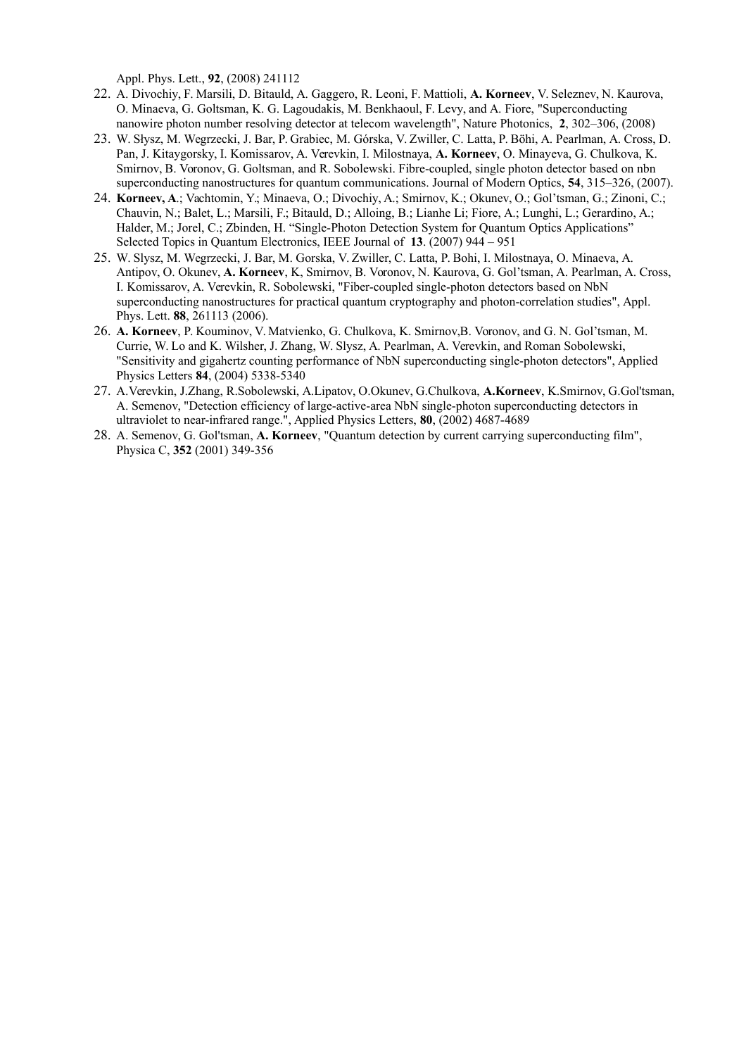Appl. Phys. Lett., **92**, (2008) 241112

22. A. Divochiy, F. Marsili, D. Bitauld, A. Gaggero, R. Leoni, F. Mattioli, **A. Korneev**, V. Seleznev, N. Kaurova, O. Minaeva, G. Goltsman, K. G. Lagoudakis, M. Benkhaoul, F. Levy, and A. Fiore, "Superconducting nanowire photon number resolving detector at telecom wavelength", Nature Photonics, **2**, 302–306, (2008)
23. W. Słysz, M. Wegrzecki, J. Bar, P. Grabiec, M. Górska, V. Zwiller, C. Latta, P. Böhi, A. Pearlman, A. Cross, D. Pan, J. Kitaygorsky, I. Komissarov, A. Verevkin, I. Milostnaya, **A. Korneev**, O. Minayeva, G. Chulkova, K. Smirnov, B. Voronov, G. Goltsman, and R. Sobolewski. Fibre-coupled, single photon detector based on nbn superconducting nanostructures for quantum communications. Journal of Modern Optics, **54**, 315–326, (2007).
24. **Korneev, A**.; Vachtomin, Y.; Minaeva, O.; Divochiy, A.; Smirnov, K.; Okunev, O.; Gol'tsman, G.; Zinoni, C.; Chauvin, N.; Balet, L.; Marsili, F.; Bitauld, D.; Alloing, B.; Lianhe Li; Fiore, A.; Lunghi, L.; Gerardino, A.; Halder, M.; Jorel, C.; Zbinden, H. "Single-Photon Detection System for Quantum Optics Applications" Selected Topics in Quantum Electronics, IEEE Journal of **13**. (2007) 944 – 951
25. W. Slysz, M. Wegrzecki, J. Bar, M. Gorska, V. Zwiller, C. Latta, P. Bohi, I. Milostnaya, O. Minaeva, A. Antipov, O. Okunev, **A. Korneev**, K, Smirnov, B. Voronov, N. Kaurova, G. Gol'tsman, A. Pearlman, A. Cross, I. Komissarov, A. Verevkin, R. Sobolewski, "Fiber-coupled single-photon detectors based on NbN superconducting nanostructures for practical quantum cryptography and photon-correlation studies", Appl. Phys. Lett. **88**, 261113 (2006).
26. **A. Korneev**, P. Kouminov, V. Matvienko, G. Chulkova, K. Smirnov,B. Voronov, and G. N. Gol'tsman, M. Currie, W. Lo and K. Wilsher, J. Zhang, W. Slysz, A. Pearlman, A. Verevkin, and Roman Sobolewski, "Sensitivity and gigahertz counting performance of NbN superconducting single-photon detectors", Applied Physics Letters **84**, (2004) 5338-5340
27. A.Verevkin, J.Zhang, R.Sobolewski, A.Lipatov, O.Okunev, G.Chulkova, **A.Korneev**, K.Smirnov, G.Gol'tsman, A. Semenov, "Detection efficiency of large-active-area NbN single-photon superconducting detectors in ultraviolet to near-infrared range.", Applied Physics Letters, **80**, (2002) 4687-4689
28. A. Semenov, G. Gol'tsman, **A. Korneev**, "Quantum detection by current carrying superconducting film", Physica C, **352** (2001) 349-356